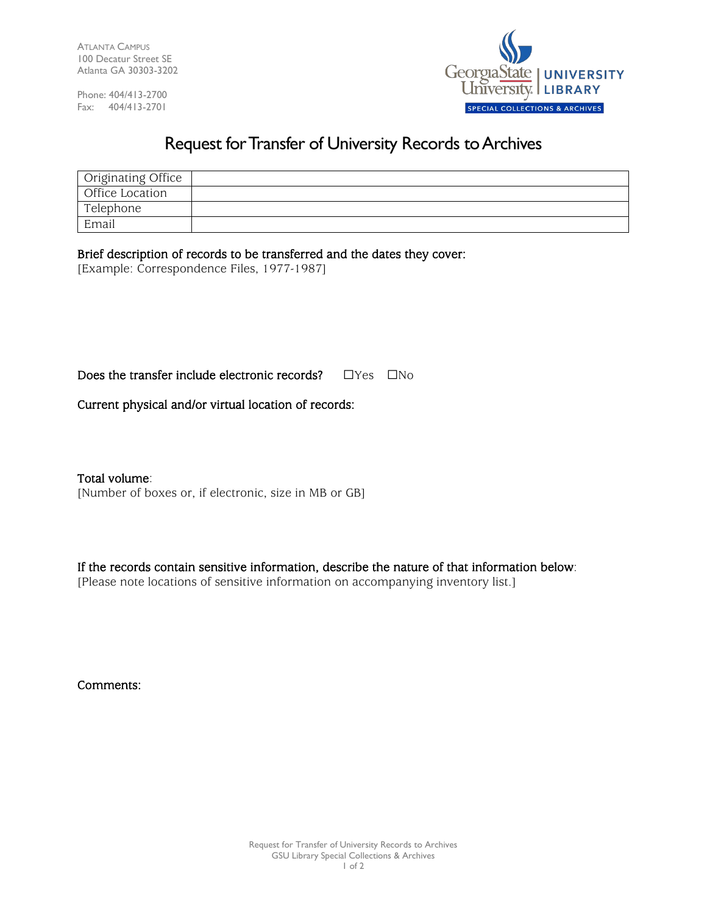Atlanta Campus
100 Decatur Street SE
Atlanta GA 30303-3202

Phone: 404/413-2700
Fax: 404/413-2701

Georgia State University | UNIVERSITY LIBRARY
SPECIAL COLLECTIONS & ARCHIVES

# Request for Transfer of University Records to Archives

| Originating Office | |
|---|---|
| Office Location | |
| Telephone | |
| Email | |

**Brief description of records to be transferred and the dates they cover:**
[Example: Correspondence Files, 1977-1987]

**Does the transfer include electronic records?** ☐Yes ☐No

**Current physical and/or virtual location of records:**

**Total volume**:
[Number of boxes or, if electronic, size in MB or GB]

**If the records contain sensitive information, describe the nature of that information below**:
[Please note locations of sensitive information on accompanying inventory list.]

**Comments:**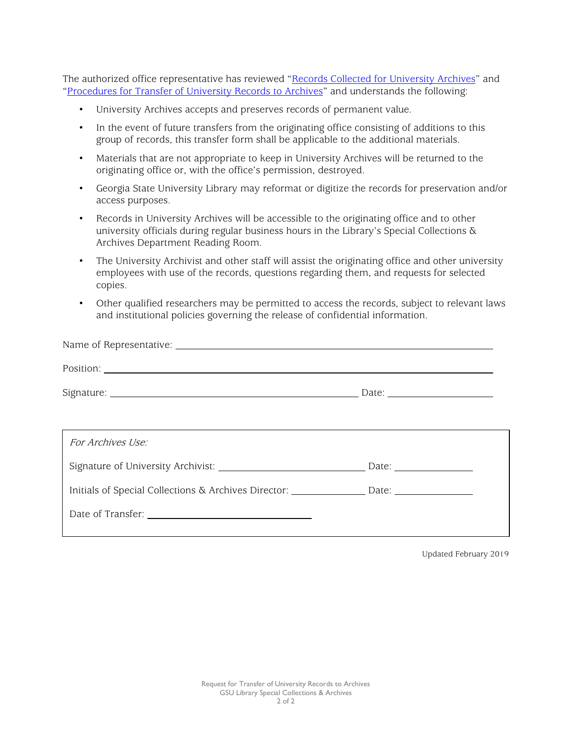The authorized office representative has reviewed "Records Collected for University Archives" and "Procedures for Transfer of University Records to Archives" and understands the following:

- University Archives accepts and preserves records of permanent value.
- In the event of future transfers from the originating office consisting of additions to this group of records, this transfer form shall be applicable to the additional materials.
- Materials that are not appropriate to keep in University Archives will be returned to the originating office or, with the office's permission, destroyed.
- Georgia State University Library may reformat or digitize the records for preservation and/or access purposes.
- Records in University Archives will be accessible to the originating office and to other university officials during regular business hours in the Library's Special Collections & Archives Department Reading Room.
- The University Archivist and other staff will assist the originating office and other university employees with use of the records, questions regarding them, and requests for selected copies.
- Other qualified researchers may be permitted to access the records, subject to relevant laws and institutional policies governing the release of confidential information.

Name of Representative: ______________________________________________

Position: ______________________________________________

Signature: ______________________________ Date: ________________

*For Archives Use:*

Signature of University Archivist: ______________________ Date: ____________

Initials of Special Collections & Archives Director: ____________ Date: ____________

Date of Transfer: ______________________

Updated February 2019